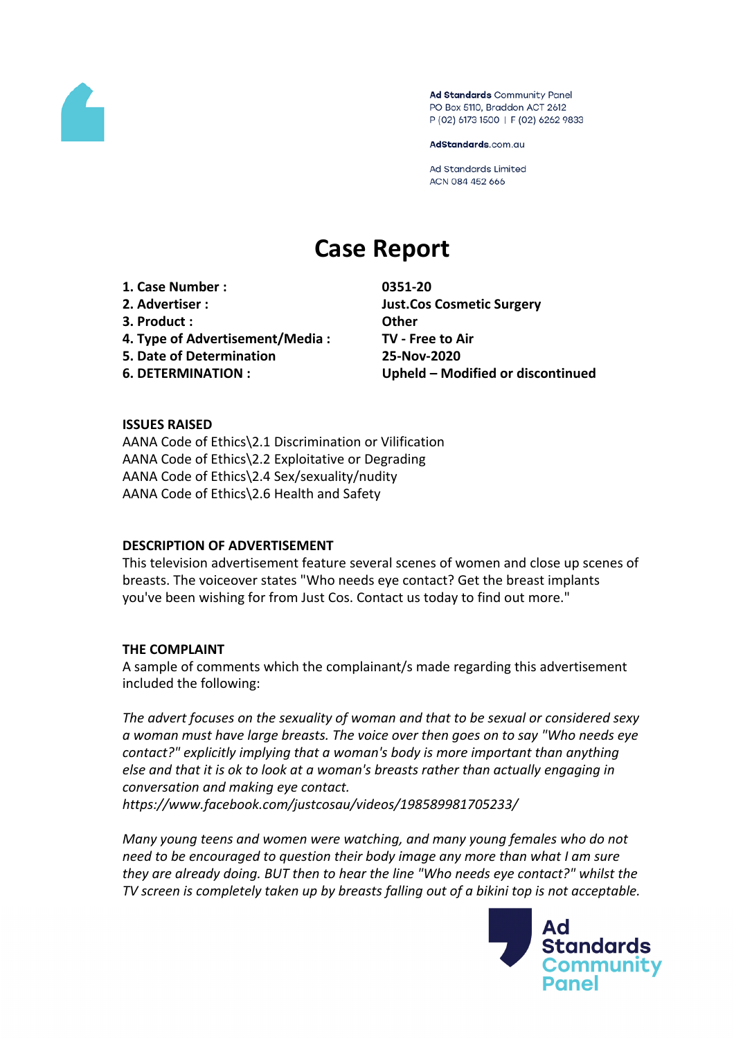Ad Standards Community Panel
PO Box 5110, Braddon ACT 2612
P (02) 6173 1500 | F (02) 6262 9833

AdStandards.com.au

Ad Standards Limited
ACN 084 452 666

# Case Report

| | |
|---|---|
| **1. Case Number :** | **0351-20** |
| **2. Advertiser :** | **Just.Cos Cosmetic Surgery** |
| **3. Product :** | **Other** |
| **4. Type of Advertisement/Media :** | **TV - Free to Air** |
| **5. Date of Determination** | **25-Nov-2020** |
| **6. DETERMINATION :** | **Upheld – Modified or discontinued** |

**ISSUES RAISED**

AANA Code of Ethics\2.1 Discrimination or Vilification
AANA Code of Ethics\2.2 Exploitative or Degrading
AANA Code of Ethics\2.4 Sex/sexuality/nudity
AANA Code of Ethics\2.6 Health and Safety

**DESCRIPTION OF ADVERTISEMENT**

This television advertisement feature several scenes of women and close up scenes of breasts. The voiceover states "Who needs eye contact? Get the breast implants you've been wishing for from Just Cos. Contact us today to find out more."

**THE COMPLAINT**

A sample of comments which the complainant/s made regarding this advertisement included the following:

*The advert focuses on the sexuality of woman and that to be sexual or considered sexy a woman must have large breasts. The voice over then goes on to say "Who needs eye contact?" explicitly implying that a woman's body is more important than anything else and that it is ok to look at a woman's breasts rather than actually engaging in conversation and making eye contact.*
*https://www.facebook.com/justcosau/videos/198589981705233/*

*Many young teens and women were watching, and many young females who do not need to be encouraged to question their body image any more than what I am sure they are already doing. BUT then to hear the line "Who needs eye contact?" whilst the TV screen is completely taken up by breasts falling out of a bikini top is not acceptable.*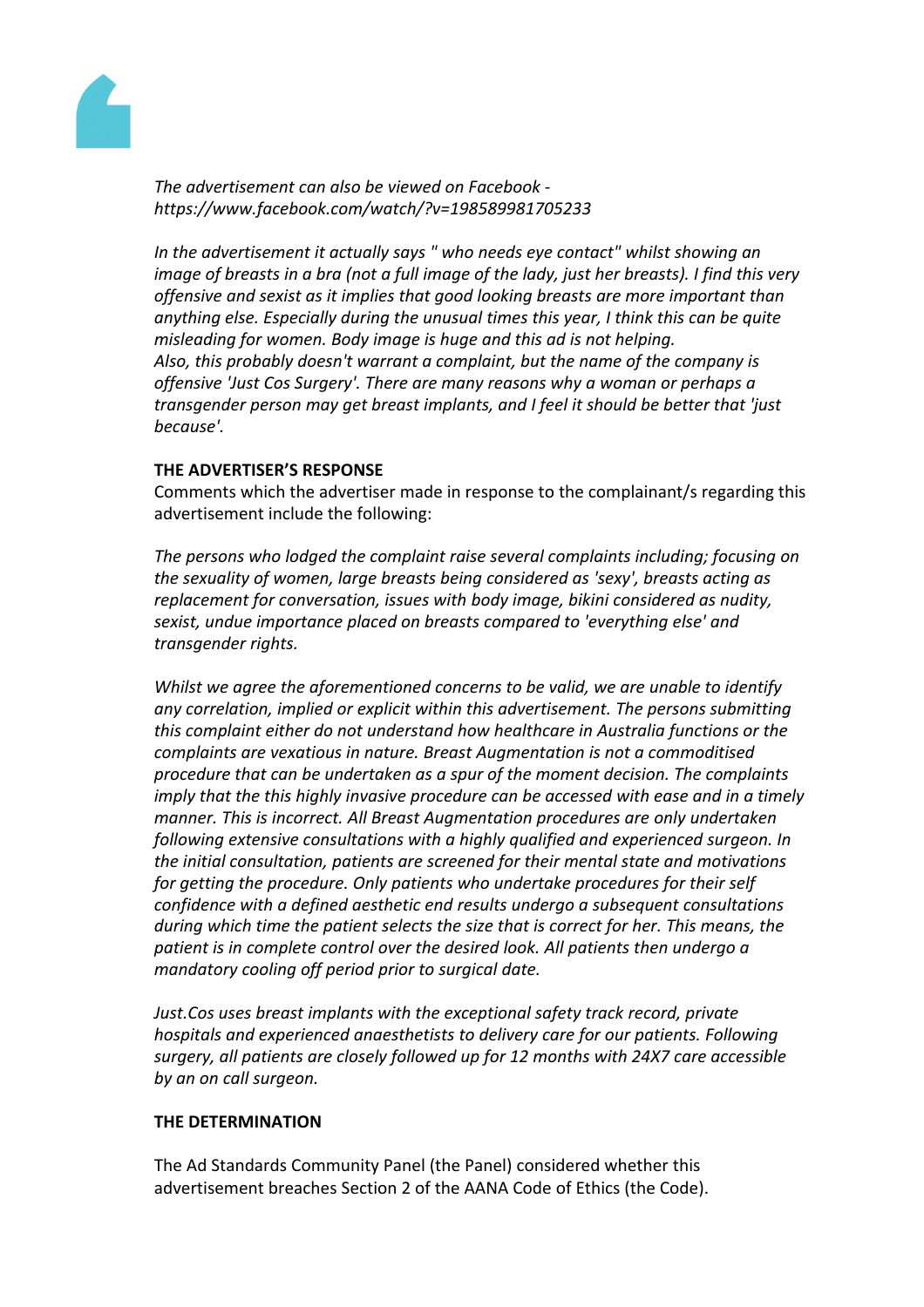*The advertisement can also be viewed on Facebook - https://www.facebook.com/watch/?v=198589981705233*

*In the advertisement it actually says " who needs eye contact" whilst showing an image of breasts in a bra (not a full image of the lady, just her breasts). I find this very offensive and sexist as it implies that good looking breasts are more important than anything else. Especially during the unusual times this year, I think this can be quite misleading for women. Body image is huge and this ad is not helping.*
*Also, this probably doesn't warrant a complaint, but the name of the company is offensive 'Just Cos Surgery'. There are many reasons why a woman or perhaps a transgender person may get breast implants, and I feel it should be better that 'just because'.*

**THE ADVERTISER'S RESPONSE**

Comments which the advertiser made in response to the complainant/s regarding this advertisement include the following:

*The persons who lodged the complaint raise several complaints including; focusing on the sexuality of women, large breasts being considered as 'sexy', breasts acting as replacement for conversation, issues with body image, bikini considered as nudity, sexist, undue importance placed on breasts compared to 'everything else' and transgender rights.*

*Whilst we agree the aforementioned concerns to be valid, we are unable to identify any correlation, implied or explicit within this advertisement. The persons submitting this complaint either do not understand how healthcare in Australia functions or the complaints are vexatious in nature. Breast Augmentation is not a commoditised procedure that can be undertaken as a spur of the moment decision. The complaints imply that the this highly invasive procedure can be accessed with ease and in a timely manner. This is incorrect. All Breast Augmentation procedures are only undertaken following extensive consultations with a highly qualified and experienced surgeon. In the initial consultation, patients are screened for their mental state and motivations for getting the procedure. Only patients who undertake procedures for their self confidence with a defined aesthetic end results undergo a subsequent consultations during which time the patient selects the size that is correct for her. This means, the patient is in complete control over the desired look. All patients then undergo a mandatory cooling off period prior to surgical date.*

*Just.Cos uses breast implants with the exceptional safety track record, private hospitals and experienced anaesthetists to delivery care for our patients. Following surgery, all patients are closely followed up for 12 months with 24X7 care accessible by an on call surgeon.*

**THE DETERMINATION**

The Ad Standards Community Panel (the Panel) considered whether this advertisement breaches Section 2 of the AANA Code of Ethics (the Code).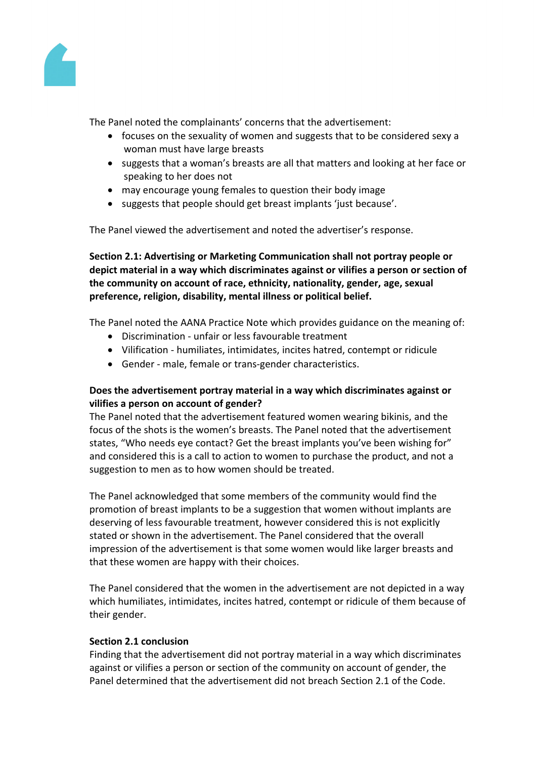The Panel noted the complainants' concerns that the advertisement:

- focuses on the sexuality of women and suggests that to be considered sexy a woman must have large breasts
- suggests that a woman's breasts are all that matters and looking at her face or speaking to her does not
- may encourage young females to question their body image
- suggests that people should get breast implants 'just because'.

The Panel viewed the advertisement and noted the advertiser's response.

**Section 2.1: Advertising or Marketing Communication shall not portray people or depict material in a way which discriminates against or vilifies a person or section of the community on account of race, ethnicity, nationality, gender, age, sexual preference, religion, disability, mental illness or political belief.**

The Panel noted the AANA Practice Note which provides guidance on the meaning of:

- Discrimination - unfair or less favourable treatment
- Vilification - humiliates, intimidates, incites hatred, contempt or ridicule
- Gender - male, female or trans-gender characteristics.

**Does the advertisement portray material in a way which discriminates against or vilifies a person on account of gender?**

The Panel noted that the advertisement featured women wearing bikinis, and the focus of the shots is the women's breasts. The Panel noted that the advertisement states, "Who needs eye contact? Get the breast implants you've been wishing for" and considered this is a call to action to women to purchase the product, and not a suggestion to men as to how women should be treated.

The Panel acknowledged that some members of the community would find the promotion of breast implants to be a suggestion that women without implants are deserving of less favourable treatment, however considered this is not explicitly stated or shown in the advertisement. The Panel considered that the overall impression of the advertisement is that some women would like larger breasts and that these women are happy with their choices.

The Panel considered that the women in the advertisement are not depicted in a way which humiliates, intimidates, incites hatred, contempt or ridicule of them because of their gender.

**Section 2.1 conclusion**

Finding that the advertisement did not portray material in a way which discriminates against or vilifies a person or section of the community on account of gender, the Panel determined that the advertisement did not breach Section 2.1 of the Code.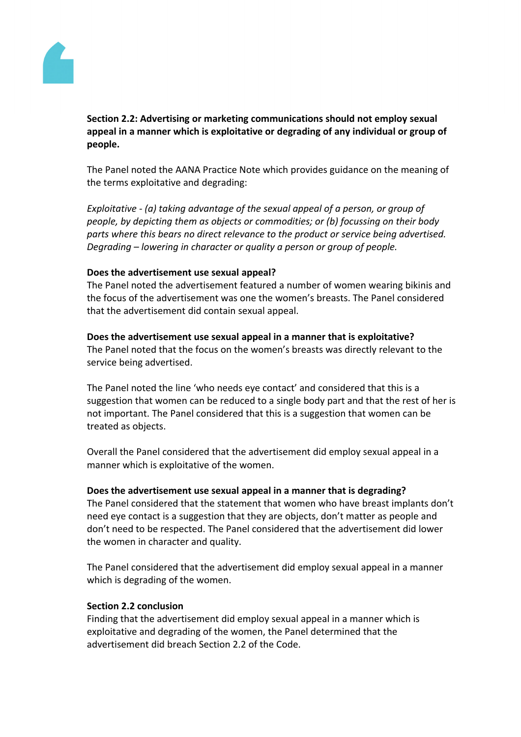**Section 2.2: Advertising or marketing communications should not employ sexual appeal in a manner which is exploitative or degrading of any individual or group of people.**

The Panel noted the AANA Practice Note which provides guidance on the meaning of the terms exploitative and degrading:

*Exploitative - (a) taking advantage of the sexual appeal of a person, or group of people, by depicting them as objects or commodities; or (b) focussing on their body parts where this bears no direct relevance to the product or service being advertised. Degrading – lowering in character or quality a person or group of people.*

**Does the advertisement use sexual appeal?**

The Panel noted the advertisement featured a number of women wearing bikinis and the focus of the advertisement was one the women's breasts. The Panel considered that the advertisement did contain sexual appeal.

**Does the advertisement use sexual appeal in a manner that is exploitative?**

The Panel noted that the focus on the women's breasts was directly relevant to the service being advertised.

The Panel noted the line 'who needs eye contact' and considered that this is a suggestion that women can be reduced to a single body part and that the rest of her is not important. The Panel considered that this is a suggestion that women can be treated as objects.

Overall the Panel considered that the advertisement did employ sexual appeal in a manner which is exploitative of the women.

**Does the advertisement use sexual appeal in a manner that is degrading?**

The Panel considered that the statement that women who have breast implants don't need eye contact is a suggestion that they are objects, don't matter as people and don't need to be respected. The Panel considered that the advertisement did lower the women in character and quality.

The Panel considered that the advertisement did employ sexual appeal in a manner which is degrading of the women.

**Section 2.2 conclusion**

Finding that the advertisement did employ sexual appeal in a manner which is exploitative and degrading of the women, the Panel determined that the advertisement did breach Section 2.2 of the Code.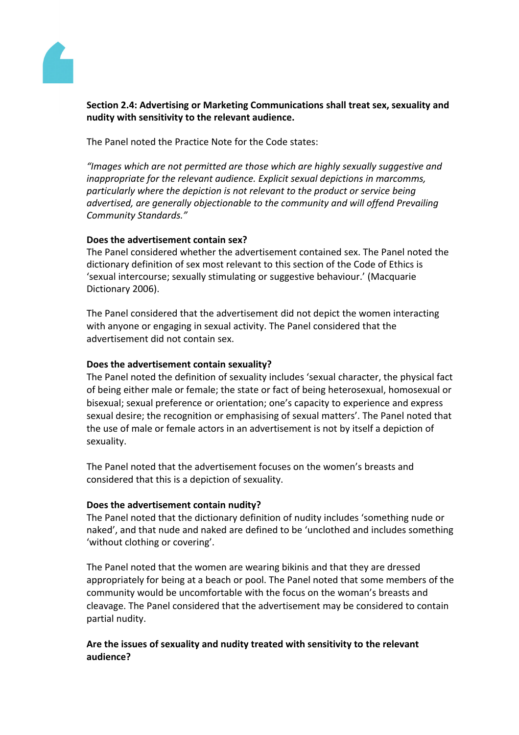**Section 2.4: Advertising or Marketing Communications shall treat sex, sexuality and nudity with sensitivity to the relevant audience.**

The Panel noted the Practice Note for the Code states:

*"Images which are not permitted are those which are highly sexually suggestive and inappropriate for the relevant audience. Explicit sexual depictions in marcomms, particularly where the depiction is not relevant to the product or service being advertised, are generally objectionable to the community and will offend Prevailing Community Standards."*

**Does the advertisement contain sex?**
The Panel considered whether the advertisement contained sex. The Panel noted the dictionary definition of sex most relevant to this section of the Code of Ethics is 'sexual intercourse; sexually stimulating or suggestive behaviour.' (Macquarie Dictionary 2006).

The Panel considered that the advertisement did not depict the women interacting with anyone or engaging in sexual activity. The Panel considered that the advertisement did not contain sex.

**Does the advertisement contain sexuality?**
The Panel noted the definition of sexuality includes 'sexual character, the physical fact of being either male or female; the state or fact of being heterosexual, homosexual or bisexual; sexual preference or orientation; one's capacity to experience and express sexual desire; the recognition or emphasising of sexual matters'. The Panel noted that the use of male or female actors in an advertisement is not by itself a depiction of sexuality.

The Panel noted that the advertisement focuses on the women's breasts and considered that this is a depiction of sexuality.

**Does the advertisement contain nudity?**
The Panel noted that the dictionary definition of nudity includes 'something nude or naked', and that nude and naked are defined to be 'unclothed and includes something 'without clothing or covering'.

The Panel noted that the women are wearing bikinis and that they are dressed appropriately for being at a beach or pool. The Panel noted that some members of the community would be uncomfortable with the focus on the woman's breasts and cleavage. The Panel considered that the advertisement may be considered to contain partial nudity.

**Are the issues of sexuality and nudity treated with sensitivity to the relevant audience?**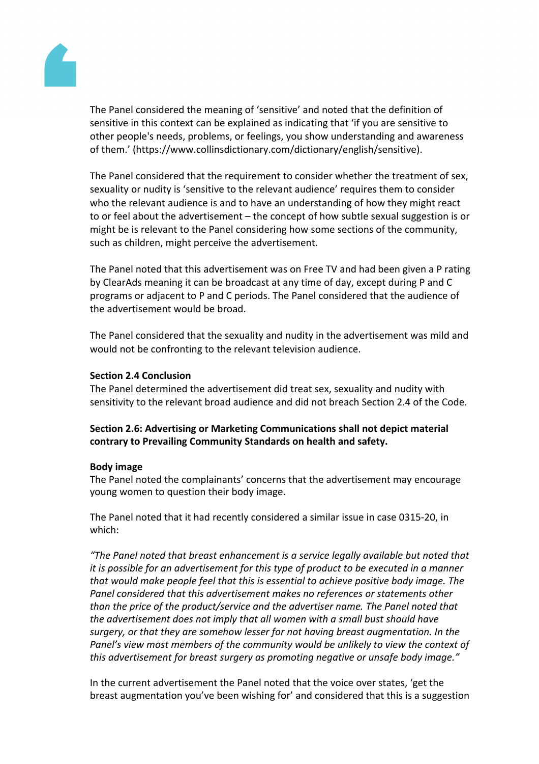The Panel considered the meaning of 'sensitive' and noted that the definition of sensitive in this context can be explained as indicating that 'if you are sensitive to other people's needs, problems, or feelings, you show understanding and awareness of them.' (https://www.collinsdictionary.com/dictionary/english/sensitive).

The Panel considered that the requirement to consider whether the treatment of sex, sexuality or nudity is 'sensitive to the relevant audience' requires them to consider who the relevant audience is and to have an understanding of how they might react to or feel about the advertisement – the concept of how subtle sexual suggestion is or might be is relevant to the Panel considering how some sections of the community, such as children, might perceive the advertisement.

The Panel noted that this advertisement was on Free TV and had been given a P rating by ClearAds meaning it can be broadcast at any time of day, except during P and C programs or adjacent to P and C periods. The Panel considered that the audience of the advertisement would be broad.

The Panel considered that the sexuality and nudity in the advertisement was mild and would not be confronting to the relevant television audience.

**Section 2.4 Conclusion**
The Panel determined the advertisement did treat sex, sexuality and nudity with sensitivity to the relevant broad audience and did not breach Section 2.4 of the Code.

**Section 2.6: Advertising or Marketing Communications shall not depict material contrary to Prevailing Community Standards on health and safety.**

**Body image**
The Panel noted the complainants' concerns that the advertisement may encourage young women to question their body image.

The Panel noted that it had recently considered a similar issue in case 0315-20, in which:

*"The Panel noted that breast enhancement is a service legally available but noted that it is possible for an advertisement for this type of product to be executed in a manner that would make people feel that this is essential to achieve positive body image. The Panel considered that this advertisement makes no references or statements other than the price of the product/service and the advertiser name. The Panel noted that the advertisement does not imply that all women with a small bust should have surgery, or that they are somehow lesser for not having breast augmentation. In the Panel's view most members of the community would be unlikely to view the context of this advertisement for breast surgery as promoting negative or unsafe body image."*

In the current advertisement the Panel noted that the voice over states, 'get the breast augmentation you've been wishing for' and considered that this is a suggestion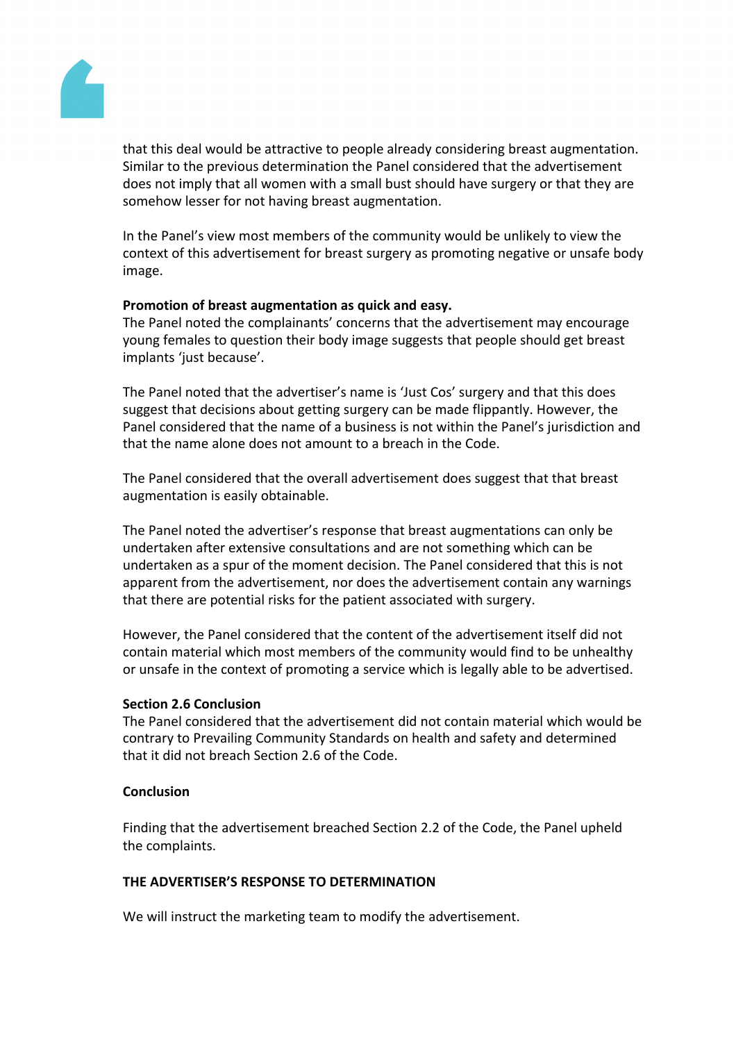that this deal would be attractive to people already considering breast augmentation. Similar to the previous determination the Panel considered that the advertisement does not imply that all women with a small bust should have surgery or that they are somehow lesser for not having breast augmentation.

In the Panel's view most members of the community would be unlikely to view the context of this advertisement for breast surgery as promoting negative or unsafe body image.

**Promotion of breast augmentation as quick and easy.**

The Panel noted the complainants' concerns that the advertisement may encourage young females to question their body image suggests that people should get breast implants 'just because'.

The Panel noted that the advertiser's name is 'Just Cos' surgery and that this does suggest that decisions about getting surgery can be made flippantly. However, the Panel considered that the name of a business is not within the Panel's jurisdiction and that the name alone does not amount to a breach in the Code.

The Panel considered that the overall advertisement does suggest that that breast augmentation is easily obtainable.

The Panel noted the advertiser's response that breast augmentations can only be undertaken after extensive consultations and are not something which can be undertaken as a spur of the moment decision. The Panel considered that this is not apparent from the advertisement, nor does the advertisement contain any warnings that there are potential risks for the patient associated with surgery.

However, the Panel considered that the content of the advertisement itself did not contain material which most members of the community would find to be unhealthy or unsafe in the context of promoting a service which is legally able to be advertised.

**Section 2.6 Conclusion**

The Panel considered that the advertisement did not contain material which would be contrary to Prevailing Community Standards on health and safety and determined that it did not breach Section 2.6 of the Code.

**Conclusion**

Finding that the advertisement breached Section 2.2 of the Code, the Panel upheld the complaints.

**THE ADVERTISER'S RESPONSE TO DETERMINATION**

We will instruct the marketing team to modify the advertisement.